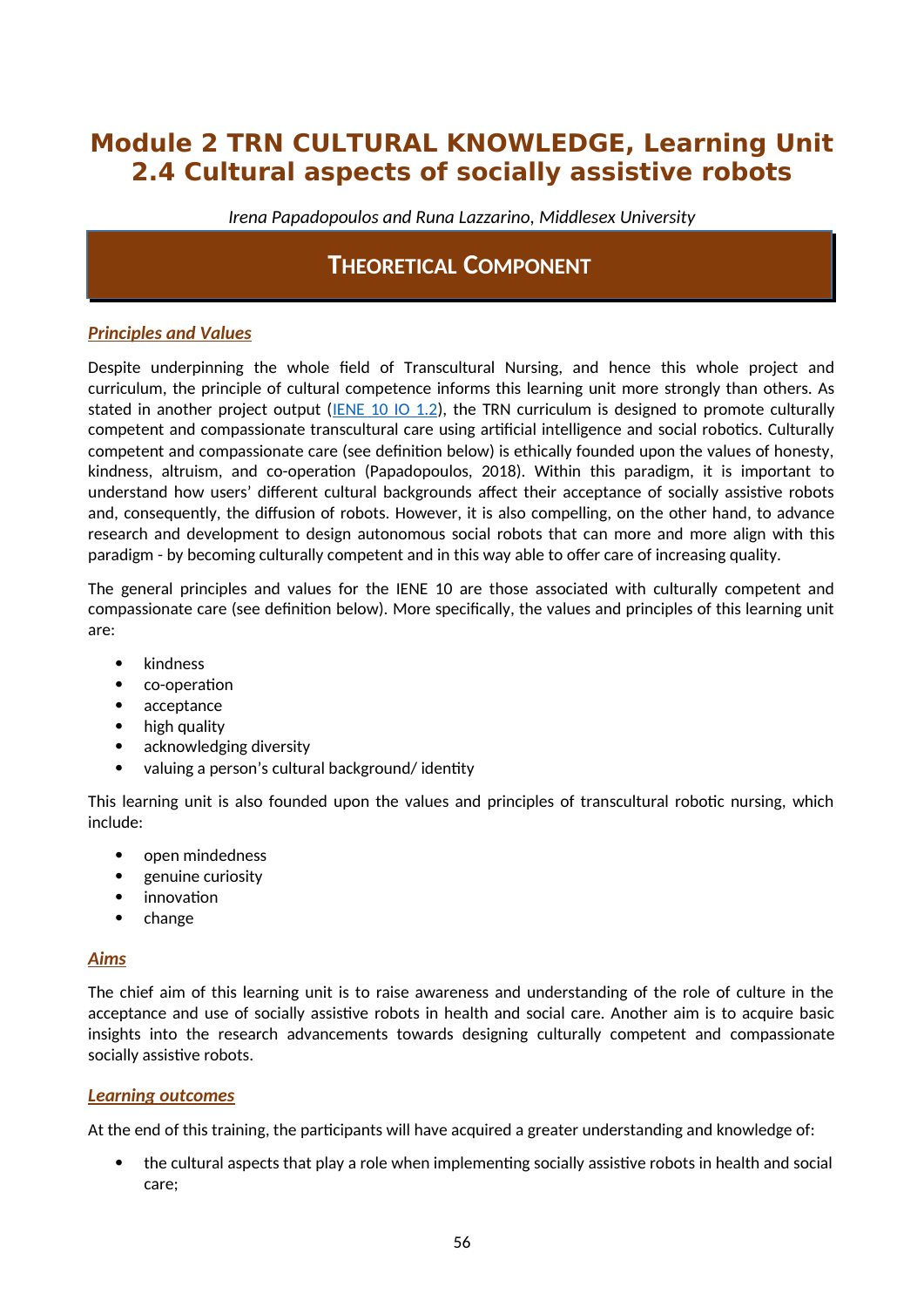# Module 2 TRN CULTURAL KNOWLEDGE, Learning Unit 2.4 Cultural aspects of socially assistive robots

*Irena Papadopoulos and Runa Lazzarino, Middlesex University*

## THEORETICAL COMPONENT

### *Principles and Values*

Despite underpinning the whole field of Transcultural Nursing, and hence this whole project and curriculum, the principle of cultural competence informs this learning unit more strongly than others. As stated in another project output (IENE 10 IO 1.2), the TRN curriculum is designed to promote culturally competent and compassionate transcultural care using artificial intelligence and social robotics. Culturally competent and compassionate care (see definition below) is ethically founded upon the values of honesty, kindness, altruism, and co-operation (Papadopoulos, 2018). Within this paradigm, it is important to understand how users' different cultural backgrounds affect their acceptance of socially assistive robots and, consequently, the diffusion of robots. However, it is also compelling, on the other hand, to advance research and development to design autonomous social robots that can more and more align with this paradigm - by becoming culturally competent and in this way able to offer care of increasing quality.

The general principles and values for the IENE 10 are those associated with culturally competent and compassionate care (see definition below). More specifically, the values and principles of this learning unit are:

- kindness
- co-operation
- acceptance
- high quality
- acknowledging diversity
- valuing a person's cultural background/ identity

This learning unit is also founded upon the values and principles of transcultural robotic nursing, which include:

- open mindedness
- genuine curiosity
- innovation
- change

### *Aims*

The chief aim of this learning unit is to raise awareness and understanding of the role of culture in the acceptance and use of socially assistive robots in health and social care. Another aim is to acquire basic insights into the research advancements towards designing culturally competent and compassionate socially assistive robots.

### *Learning outcomes*

At the end of this training, the participants will have acquired a greater understanding and knowledge of:

- the cultural aspects that play a role when implementing socially assistive robots in health and social care;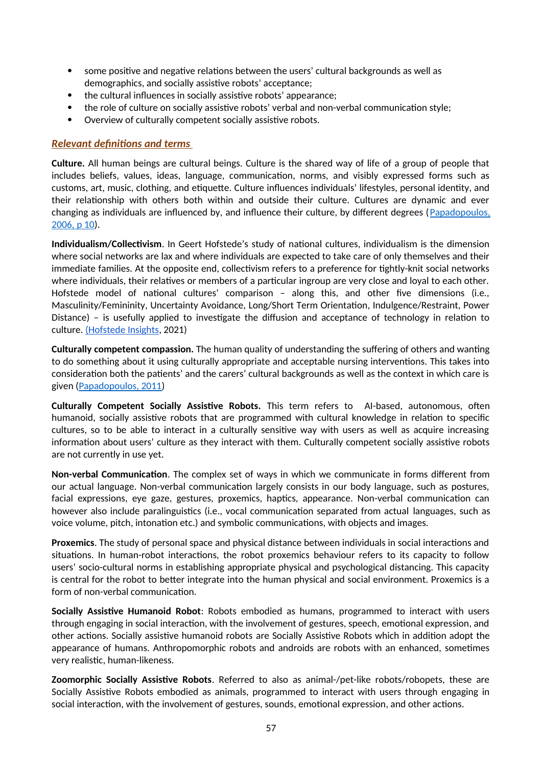- some positive and negative relations between the users' cultural backgrounds as well as demographics, and socially assistive robots' acceptance;
- the cultural influences in socially assistive robots' appearance;
- the role of culture on socially assistive robots' verbal and non-verbal communication style;
- Overview of culturally competent socially assistive robots.

## *Relevant definitions and terms*

**Culture.** All human beings are cultural beings. Culture is the shared way of life of a group of people that includes beliefs, values, ideas, language, communication, norms, and visibly expressed forms such as customs, art, music, clothing, and etiquette. Culture influences individuals' lifestyles, personal identity, and their relationship with others both within and outside their culture. Cultures are dynamic and ever changing as individuals are influenced by, and influence their culture, by different degrees (Papadopoulos, 2006, p 10).

**Individualism/Collectivism**. In Geert Hofstede's study of national cultures, individualism is the dimension where social networks are lax and where individuals are expected to take care of only themselves and their immediate families. At the opposite end, collectivism refers to a preference for tightly-knit social networks where individuals, their relatives or members of a particular ingroup are very close and loyal to each other. Hofstede model of national cultures' comparison – along this, and other five dimensions (i.e., Masculinity/Femininity, Uncertainty Avoidance, Long/Short Term Orientation, Indulgence/Restraint, Power Distance) – is usefully applied to investigate the diffusion and acceptance of technology in relation to culture. (Hofstede Insights, 2021)

**Culturally competent compassion.** The human quality of understanding the suffering of others and wanting to do something about it using culturally appropriate and acceptable nursing interventions. This takes into consideration both the patients' and the carers' cultural backgrounds as well as the context in which care is given (Papadopoulos, 2011)

**Culturally Competent Socially Assistive Robots.** This term refers to AI-based, autonomous, often humanoid, socially assistive robots that are programmed with cultural knowledge in relation to specific cultures, so to be able to interact in a culturally sensitive way with users as well as acquire increasing information about users' culture as they interact with them. Culturally competent socially assistive robots are not currently in use yet.

**Non-verbal Communication**. The complex set of ways in which we communicate in forms different from our actual language. Non-verbal communication largely consists in our body language, such as postures, facial expressions, eye gaze, gestures, proxemics, haptics, appearance. Non-verbal communication can however also include paralinguistics (i.e., vocal communication separated from actual languages, such as voice volume, pitch, intonation etc.) and symbolic communications, with objects and images.

**Proxemics**. The study of personal space and physical distance between individuals in social interactions and situations. In human-robot interactions, the robot proxemics behaviour refers to its capacity to follow users' socio-cultural norms in establishing appropriate physical and psychological distancing. This capacity is central for the robot to better integrate into the human physical and social environment. Proxemics is a form of non-verbal communication.

**Socially Assistive Humanoid Robot**: Robots embodied as humans, programmed to interact with users through engaging in social interaction, with the involvement of gestures, speech, emotional expression, and other actions. Socially assistive humanoid robots are Socially Assistive Robots which in addition adopt the appearance of humans. Anthropomorphic robots and androids are robots with an enhanced, sometimes very realistic, human-likeness.

**Zoomorphic Socially Assistive Robots**. Referred to also as animal-/pet-like robots/robopets, these are Socially Assistive Robots embodied as animals, programmed to interact with users through engaging in social interaction, with the involvement of gestures, sounds, emotional expression, and other actions.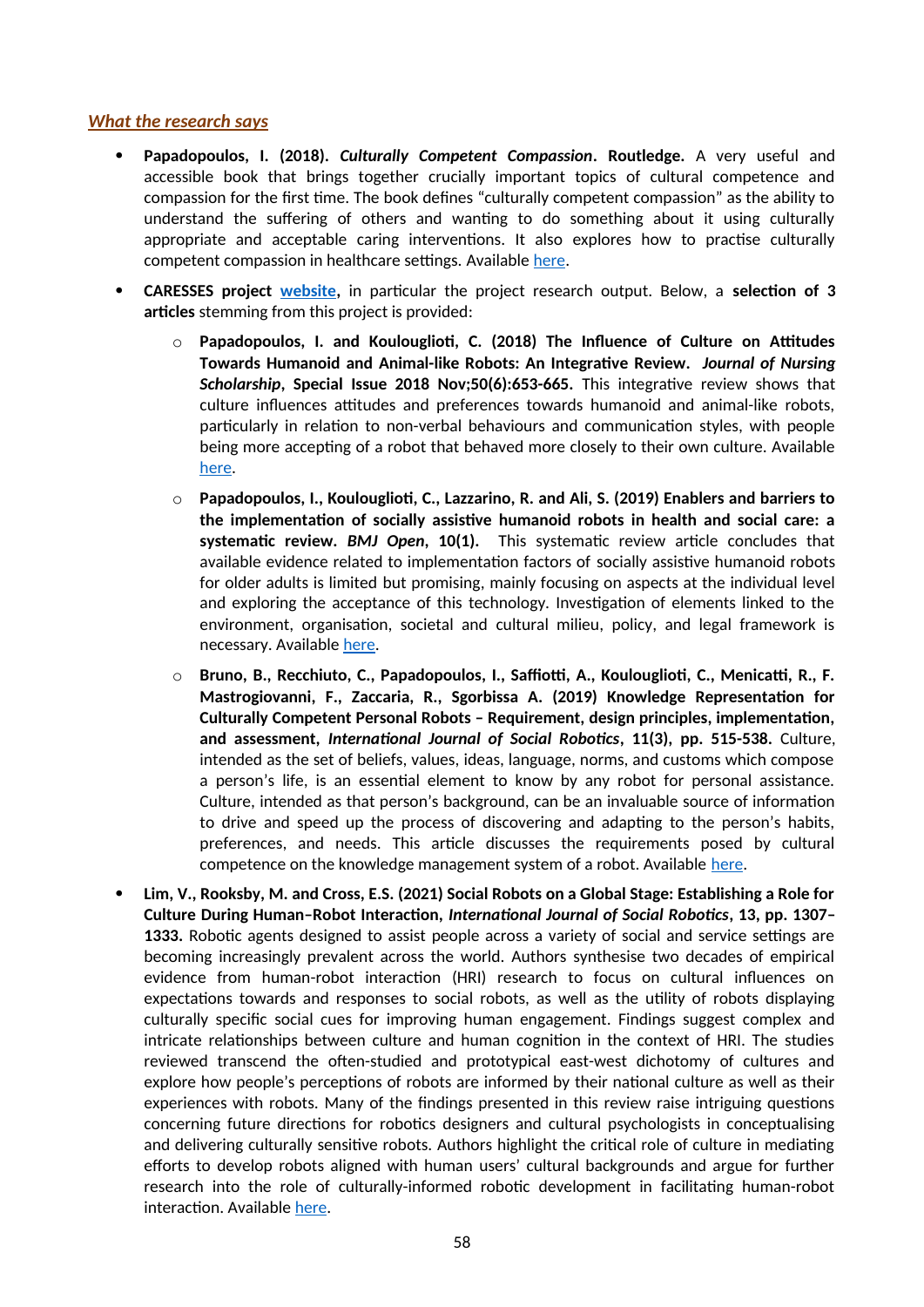***What the research says***

- **Papadopoulos, I. (2018). *Culturally Competent Compassion*. Routledge.** A very useful and accessible book that brings together crucially important topics of cultural competence and compassion for the first time. The book defines "culturally competent compassion" as the ability to understand the suffering of others and wanting to do something about it using culturally appropriate and acceptable caring interventions. It also explores how to practise culturally competent compassion in healthcare settings. Available here.
- **CARESSES project website,** in particular the project research output. Below, a **selection of 3 articles** stemming from this project is provided:
  - **Papadopoulos, I. and Koulouglioti, C. (2018) The Influence of Culture on Attitudes Towards Humanoid and Animal-like Robots: An Integrative Review. *Journal of Nursing Scholarship*, Special Issue 2018 Nov;50(6):653-665.** This integrative review shows that culture influences attitudes and preferences towards humanoid and animal-like robots, particularly in relation to non-verbal behaviours and communication styles, with people being more accepting of a robot that behaved more closely to their own culture. Available here.
  - **Papadopoulos, I., Koulouglioti, C., Lazzarino, R. and Ali, S. (2019) Enablers and barriers to the implementation of socially assistive humanoid robots in health and social care: a systematic review. *BMJ Open*, 10(1).** This systematic review article concludes that available evidence related to implementation factors of socially assistive humanoid robots for older adults is limited but promising, mainly focusing on aspects at the individual level and exploring the acceptance of this technology. Investigation of elements linked to the environment, organisation, societal and cultural milieu, policy, and legal framework is necessary. Available here.
  - **Bruno, B., Recchiuto, C., Papadopoulos, I., Saffiotti, A., Koulouglioti, C., Menicatti, R., F. Mastrogiovanni, F., Zaccaria, R., Sgorbissa A. (2019) Knowledge Representation for Culturally Competent Personal Robots – Requirement, design principles, implementation, and assessment, *International Journal of Social Robotics*, 11(3), pp. 515-538.** Culture, intended as the set of beliefs, values, ideas, language, norms, and customs which compose a person's life, is an essential element to know by any robot for personal assistance. Culture, intended as that person's background, can be an invaluable source of information to drive and speed up the process of discovering and adapting to the person's habits, preferences, and needs. This article discusses the requirements posed by cultural competence on the knowledge management system of a robot. Available here.
- **Lim, V., Rooksby, M. and Cross, E.S. (2021) Social Robots on a Global Stage: Establishing a Role for Culture During Human–Robot Interaction, *International Journal of Social Robotics*, 13, pp. 1307–1333.** Robotic agents designed to assist people across a variety of social and service settings are becoming increasingly prevalent across the world. Authors synthesise two decades of empirical evidence from human-robot interaction (HRI) research to focus on cultural influences on expectations towards and responses to social robots, as well as the utility of robots displaying culturally specific social cues for improving human engagement. Findings suggest complex and intricate relationships between culture and human cognition in the context of HRI. The studies reviewed transcend the often-studied and prototypical east-west dichotomy of cultures and explore how people's perceptions of robots are informed by their national culture as well as their experiences with robots. Many of the findings presented in this review raise intriguing questions concerning future directions for robotics designers and cultural psychologists in conceptualising and delivering culturally sensitive robots. Authors highlight the critical role of culture in mediating efforts to develop robots aligned with human users' cultural backgrounds and argue for further research into the role of culturally-informed robotic development in facilitating human-robot interaction. Available here.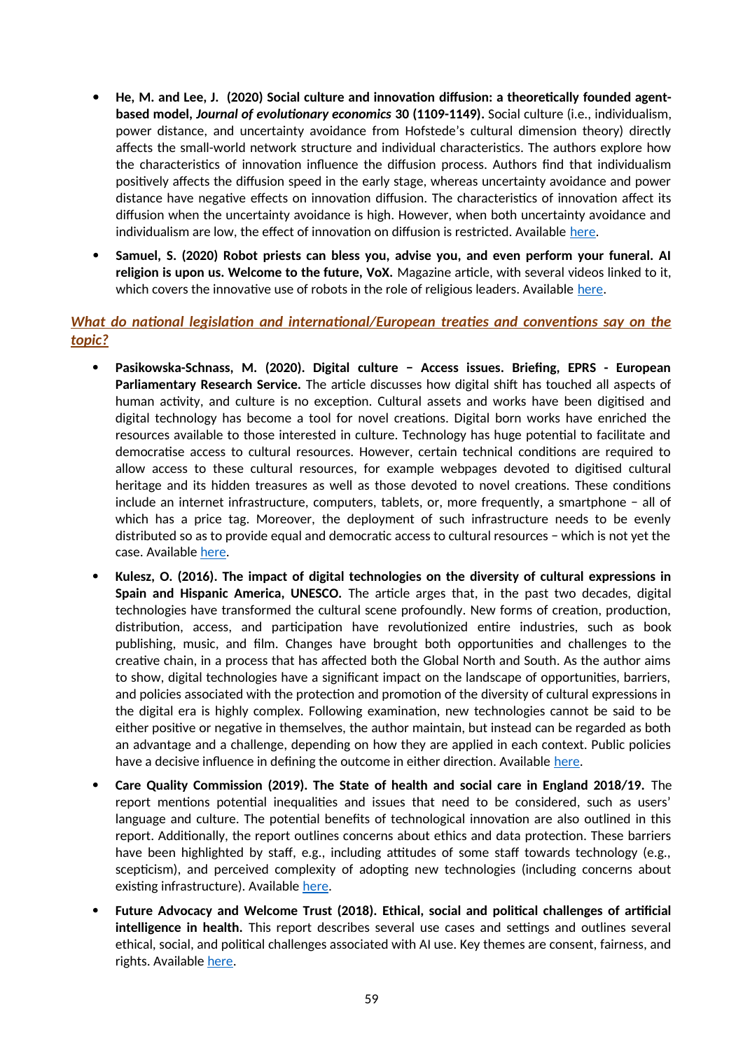- **He, M. and Lee, J. (2020) Social culture and innovation diffusion: a theoretically founded agent-based model, *Journal of evolutionary economics* 30 (1109-1149).** Social culture (i.e., individualism, power distance, and uncertainty avoidance from Hofstede's cultural dimension theory) directly affects the small-world network structure and individual characteristics. The authors explore how the characteristics of innovation influence the diffusion process. Authors find that individualism positively affects the diffusion speed in the early stage, whereas uncertainty avoidance and power distance have negative effects on innovation diffusion. The characteristics of innovation affect its diffusion when the uncertainty avoidance is high. However, when both uncertainty avoidance and individualism are low, the effect of innovation on diffusion is restricted. Available here.
- **Samuel, S. (2020) Robot priests can bless you, advise you, and even perform your funeral. AI religion is upon us. Welcome to the future, VoX.** Magazine article, with several videos linked to it, which covers the innovative use of robots in the role of religious leaders. Available here.

***<u>What do national legislation and international/European treaties and conventions say on the topic?</u>***

- **Pasikowska-Schnass, M. (2020). Digital culture – Access issues. Briefing, EPRS - European Parliamentary Research Service.** The article discusses how digital shift has touched all aspects of human activity, and culture is no exception. Cultural assets and works have been digitised and digital technology has become a tool for novel creations. Digital born works have enriched the resources available to those interested in culture. Technology has huge potential to facilitate and democratise access to cultural resources. However, certain technical conditions are required to allow access to these cultural resources, for example webpages devoted to digitised cultural heritage and its hidden treasures as well as those devoted to novel creations. These conditions include an internet infrastructure, computers, tablets, or, more frequently, a smartphone – all of which has a price tag. Moreover, the deployment of such infrastructure needs to be evenly distributed so as to provide equal and democratic access to cultural resources – which is not yet the case. Available here.
- **Kulesz, O. (2016). The impact of digital technologies on the diversity of cultural expressions in Spain and Hispanic America, UNESCO.** The article arges that, in the past two decades, digital technologies have transformed the cultural scene profoundly. New forms of creation, production, distribution, access, and participation have revolutionized entire industries, such as book publishing, music, and film. Changes have brought both opportunities and challenges to the creative chain, in a process that has affected both the Global North and South. As the author aims to show, digital technologies have a significant impact on the landscape of opportunities, barriers, and policies associated with the protection and promotion of the diversity of cultural expressions in the digital era is highly complex. Following examination, new technologies cannot be said to be either positive or negative in themselves, the author maintain, but instead can be regarded as both an advantage and a challenge, depending on how they are applied in each context. Public policies have a decisive influence in defining the outcome in either direction. Available here.
- **Care Quality Commission (2019). The State of health and social care in England 2018/19.** The report mentions potential inequalities and issues that need to be considered, such as users' language and culture. The potential benefits of technological innovation are also outlined in this report. Additionally, the report outlines concerns about ethics and data protection. These barriers have been highlighted by staff, e.g., including attitudes of some staff towards technology (e.g., scepticism), and perceived complexity of adopting new technologies (including concerns about existing infrastructure). Available here.
- **Future Advocacy and Welcome Trust (2018). Ethical, social and political challenges of artificial intelligence in health.** This report describes several use cases and settings and outlines several ethical, social, and political challenges associated with AI use. Key themes are consent, fairness, and rights. Available here.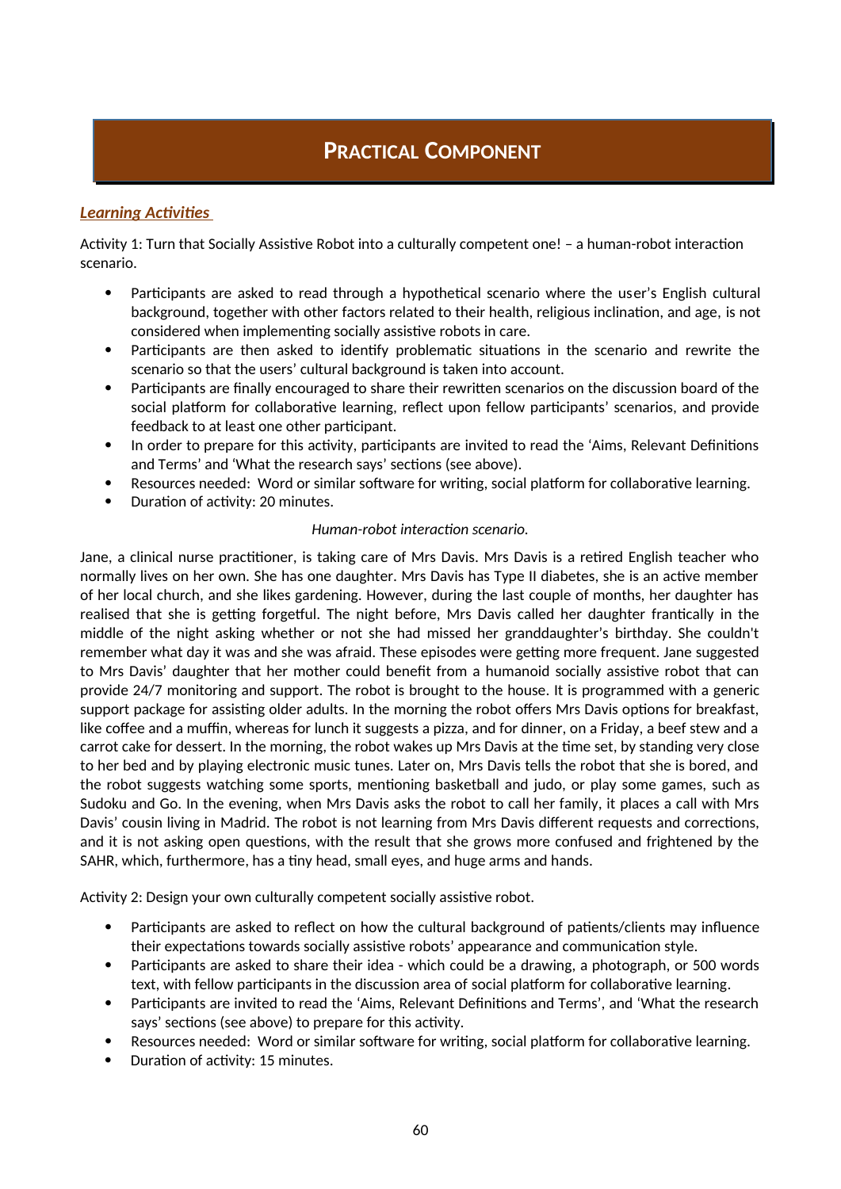# Practical Component

***Learning Activities***

Activity 1: Turn that Socially Assistive Robot into a culturally competent one! – a human-robot interaction scenario.

- Participants are asked to read through a hypothetical scenario where the user's English cultural background, together with other factors related to their health, religious inclination, and age, is not considered when implementing socially assistive robots in care.
- Participants are then asked to identify problematic situations in the scenario and rewrite the scenario so that the users' cultural background is taken into account.
- Participants are finally encouraged to share their rewritten scenarios on the discussion board of the social platform for collaborative learning, reflect upon fellow participants' scenarios, and provide feedback to at least one other participant.
- In order to prepare for this activity, participants are invited to read the 'Aims, Relevant Definitions and Terms' and 'What the research says' sections (see above).
- Resources needed: Word or similar software for writing, social platform for collaborative learning.
- Duration of activity: 20 minutes.

*Human-robot interaction scenario.*

Jane, a clinical nurse practitioner, is taking care of Mrs Davis. Mrs Davis is a retired English teacher who normally lives on her own. She has one daughter. Mrs Davis has Type II diabetes, she is an active member of her local church, and she likes gardening. However, during the last couple of months, her daughter has realised that she is getting forgetful. The night before, Mrs Davis called her daughter frantically in the middle of the night asking whether or not she had missed her granddaughter's birthday. She couldn't remember what day it was and she was afraid. These episodes were getting more frequent. Jane suggested to Mrs Davis' daughter that her mother could benefit from a humanoid socially assistive robot that can provide 24/7 monitoring and support. The robot is brought to the house. It is programmed with a generic support package for assisting older adults. In the morning the robot offers Mrs Davis options for breakfast, like coffee and a muffin, whereas for lunch it suggests a pizza, and for dinner, on a Friday, a beef stew and a carrot cake for dessert. In the morning, the robot wakes up Mrs Davis at the time set, by standing very close to her bed and by playing electronic music tunes. Later on, Mrs Davis tells the robot that she is bored, and the robot suggests watching some sports, mentioning basketball and judo, or play some games, such as Sudoku and Go. In the evening, when Mrs Davis asks the robot to call her family, it places a call with Mrs Davis' cousin living in Madrid. The robot is not learning from Mrs Davis different requests and corrections, and it is not asking open questions, with the result that she grows more confused and frightened by the SAHR, which, furthermore, has a tiny head, small eyes, and huge arms and hands.

Activity 2: Design your own culturally competent socially assistive robot.

- Participants are asked to reflect on how the cultural background of patients/clients may influence their expectations towards socially assistive robots' appearance and communication style.
- Participants are asked to share their idea - which could be a drawing, a photograph, or 500 words text, with fellow participants in the discussion area of social platform for collaborative learning.
- Participants are invited to read the 'Aims, Relevant Definitions and Terms', and 'What the research says' sections (see above) to prepare for this activity.
- Resources needed: Word or similar software for writing, social platform for collaborative learning.
- Duration of activity: 15 minutes.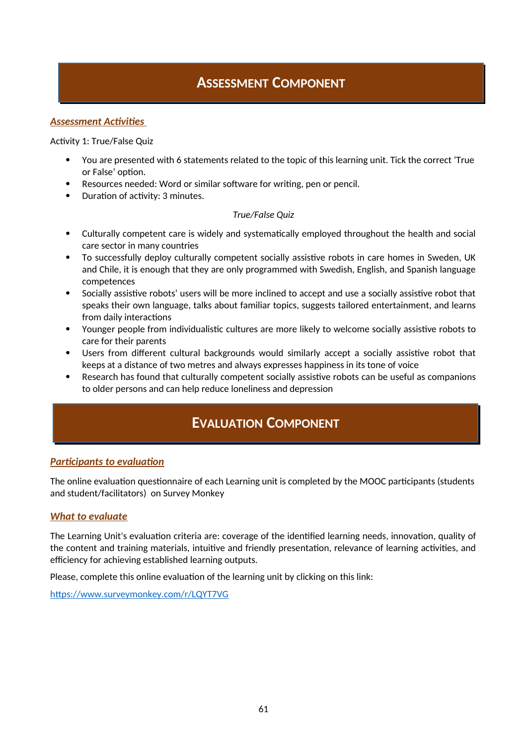# Assessment Component

### *Assessment Activities*

Activity 1: True/False Quiz

- You are presented with 6 statements related to the topic of this learning unit. Tick the correct 'True or False' option.
- Resources needed: Word or similar software for writing, pen or pencil.
- Duration of activity: 3 minutes.

*True/False Quiz*

- Culturally competent care is widely and systematically employed throughout the health and social care sector in many countries
- To successfully deploy culturally competent socially assistive robots in care homes in Sweden, UK and Chile, it is enough that they are only programmed with Swedish, English, and Spanish language competences
- Socially assistive robots' users will be more inclined to accept and use a socially assistive robot that speaks their own language, talks about familiar topics, suggests tailored entertainment, and learns from daily interactions
- Younger people from individualistic cultures are more likely to welcome socially assistive robots to care for their parents
- Users from different cultural backgrounds would similarly accept a socially assistive robot that keeps at a distance of two metres and always expresses happiness in its tone of voice
- Research has found that culturally competent socially assistive robots can be useful as companions to older persons and can help reduce loneliness and depression

# Evaluation Component

### *Participants to evaluation*

The online evaluation questionnaire of each Learning unit is completed by the MOOC participants (students and student/facilitators) on Survey Monkey

### *What to evaluate*

The Learning Unit's evaluation criteria are: coverage of the identified learning needs, innovation, quality of the content and training materials, intuitive and friendly presentation, relevance of learning activities, and efficiency for achieving established learning outputs.

Please, complete this online evaluation of the learning unit by clicking on this link:

https://www.surveymonkey.com/r/LQYT7VG